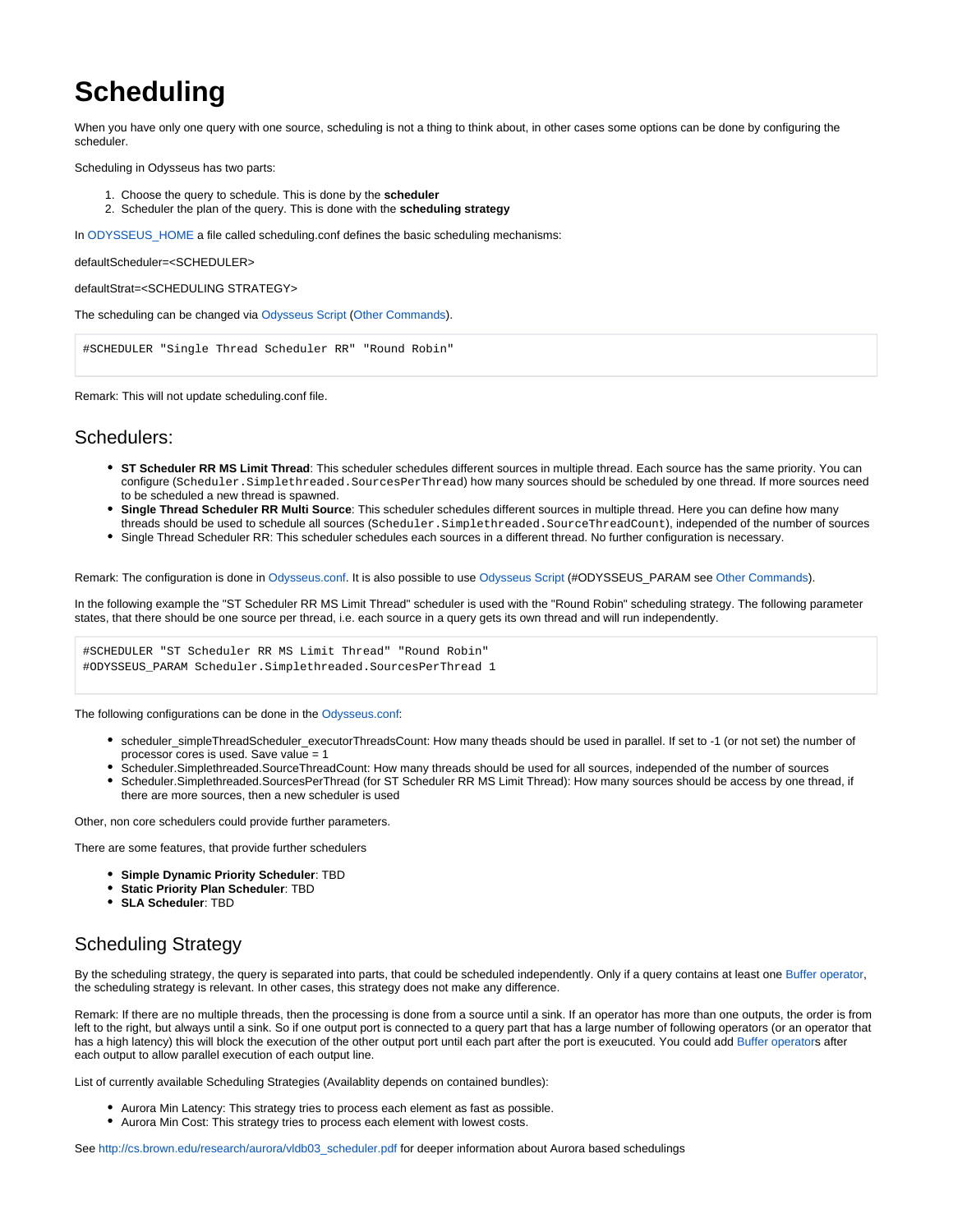# Scheduling

When you have only one query with one source, scheduling is not a thing to think about, in other cases some options can be done by configuring the scheduler.

Scheduling in Odysseus has two parts:

1. Choose the query to schedule. This is done by the **scheduler**
2. Scheduler the plan of the query. This is done with the **scheduling strategy**

In ODYSSEUS_HOME a file called scheduling.conf defines the basic scheduling mechanisms:

defaultScheduler=<SCHEDULER>

defaultStrat=<SCHEDULING STRATEGY>

The scheduling can be changed via Odysseus Script (Other Commands).

```
#SCHEDULER "Single Thread Scheduler RR" "Round Robin"
```

Remark: This will not update scheduling.conf file.

## Schedulers:

- **ST Scheduler RR MS Limit Thread**: This scheduler schedules different sources in multiple thread. Each source has the same priority. You can configure (`Scheduler.Simplethreaded.SourcesPerThread`) how many sources should be scheduled by one thread. If more sources need to be scheduled a new thread is spawned.
- **Single Thread Scheduler RR Multi Source**: This scheduler schedules different sources in multiple thread. Here you can define how many threads should be used to schedule all sources (`Scheduler.Simplethreaded.SourceThreadCount`), independed of the number of sources
- Single Thread Scheduler RR: This scheduler schedules each sources in a different thread. No further configuration is necessary.

Remark: The configuration is done in Odysseus.conf. It is also possible to use Odysseus Script (#ODYSSEUS_PARAM see Other Commands).

In the following example the "ST Scheduler RR MS Limit Thread" scheduler is used with the "Round Robin" scheduling strategy. The following parameter states, that there should be one source per thread, i.e. each source in a query gets its own thread and will run independently.

```
#SCHEDULER "ST Scheduler RR MS Limit Thread" "Round Robin"
#ODYSSEUS_PARAM Scheduler.Simplethreaded.SourcesPerThread 1
```

The following configurations can be done in the Odysseus.conf:

- scheduler_simpleThreadScheduler_executorThreadsCount: How many theads should be used in parallel. If set to -1 (or not set) the number of processor cores is used. Save value = 1
- Scheduler.Simplethreaded.SourceThreadCount: How many threads should be used for all sources, independed of the number of sources
- Scheduler.Simplethreaded.SourcesPerThread (for ST Scheduler RR MS Limit Thread): How many sources should be access by one thread, if there are more sources, then a new scheduler is used

Other, non core schedulers could provide further parameters.

There are some features, that provide further schedulers

- **Simple Dynamic Priority Scheduler**: TBD
- **Static Priority Plan Scheduler**: TBD
- **SLA Scheduler**: TBD

## Scheduling Strategy

By the scheduling strategy, the query is separated into parts, that could be scheduled independently. Only if a query contains at least one Buffer operator, the scheduling strategy is relevant. In other cases, this strategy does not make any difference.

Remark: If there are no multiple threads, then the processing is done from a source until a sink. If an operator has more than one outputs, the order is from left to the right, but always until a sink. So if one output port is connected to a query part that has a large number of following operators (or an operator that has a high latency) this will block the execution of the other output port until each part after the port is exeucuted. You could add Buffer operators after each output to allow parallel execution of each output line.

List of currently available Scheduling Strategies (Availablity depends on contained bundles):

- Aurora Min Latency: This strategy tries to process each element as fast as possible.
- Aurora Min Cost: This strategy tries to process each element with lowest costs.

See http://cs.brown.edu/research/aurora/vldb03_scheduler.pdf for deeper information about Aurora based schedulings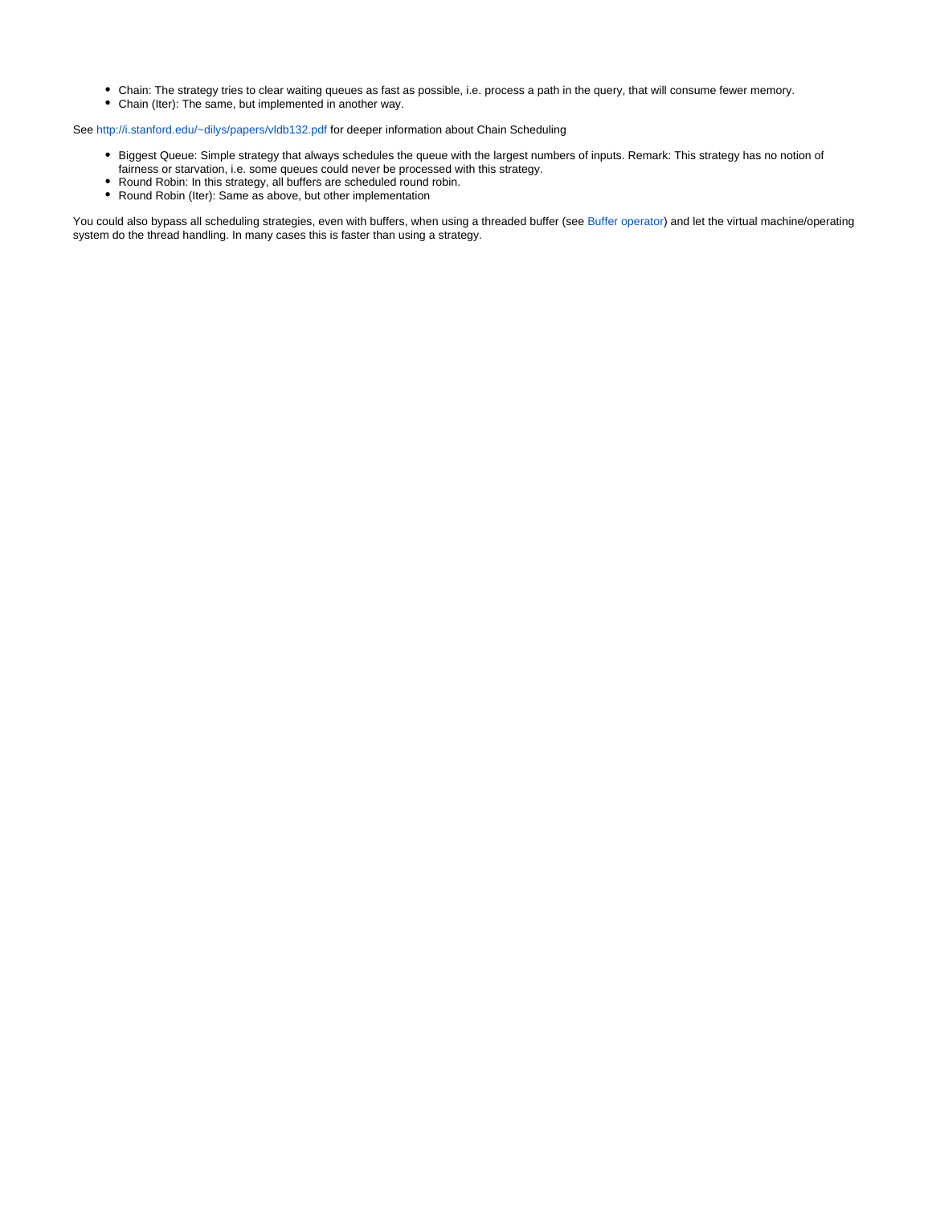- Chain: The strategy tries to clear waiting queues as fast as possible, i.e. process a path in the query, that will consume fewer memory.
- Chain (Iter): The same, but implemented in another way.

See http://i.stanford.edu/~dilys/papers/vldb132.pdf for deeper information about Chain Scheduling

- Biggest Queue: Simple strategy that always schedules the queue with the largest numbers of inputs. Remark: This strategy has no notion of fairness or starvation, i.e. some queues could never be processed with this strategy.
- Round Robin: In this strategy, all buffers are scheduled round robin.
- Round Robin (Iter): Same as above, but other implementation

You could also bypass all scheduling strategies, even with buffers, when using a threaded buffer (see Buffer operator) and let the virtual machine/operating system do the thread handling. In many cases this is faster than using a strategy.